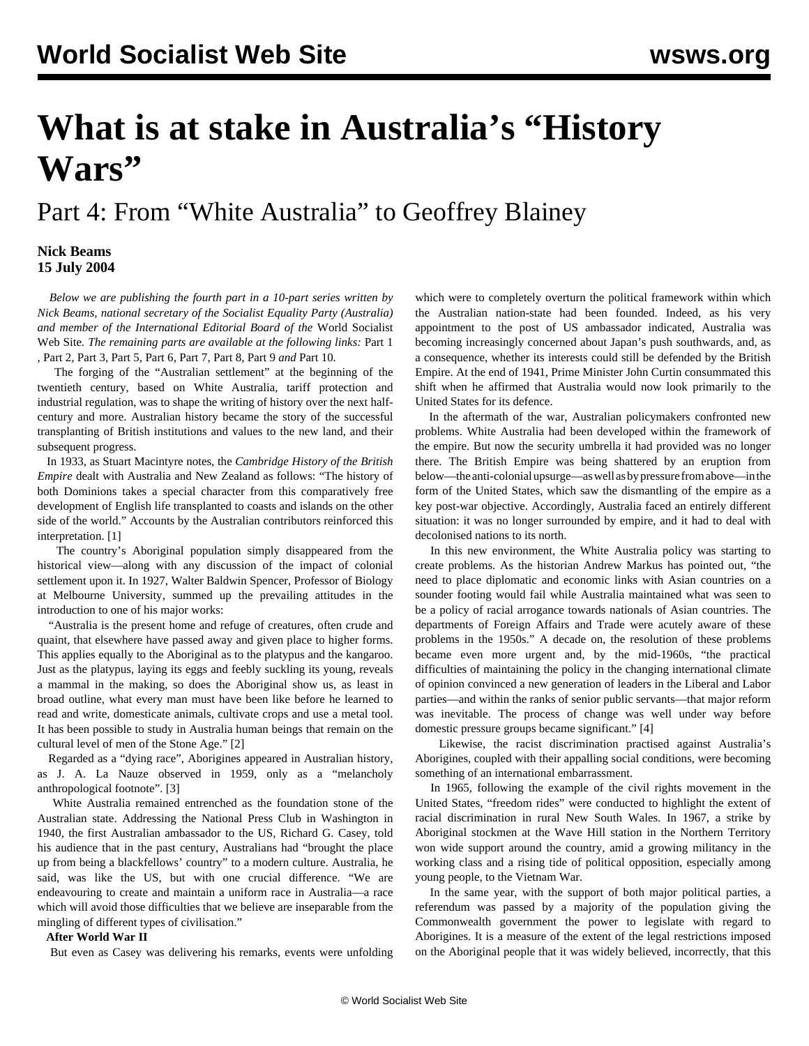# What is at stake in Australia's "History Wars"

## Part 4: From "White Australia" to Geoffrey Blainey

**Nick Beams**
**15 July 2004**

*Below we are publishing the fourth part in a 10-part series written by Nick Beams, national secretary of the Socialist Equality Party (Australia) and member of the International Editorial Board of the* World Socialist Web Site*. The remaining parts are available at the following links:* Part 1 , Part 2, Part 3, Part 5, Part 6, Part 7, Part 8, Part 9 *and* Part 10*.*

The forging of the "Australian settlement" at the beginning of the twentieth century, based on White Australia, tariff protection and industrial regulation, was to shape the writing of history over the next half-century and more. Australian history became the story of the successful transplanting of British institutions and values to the new land, and their subsequent progress.

In 1933, as Stuart Macintyre notes, the *Cambridge History of the British Empire* dealt with Australia and New Zealand as follows: "The history of both Dominions takes a special character from this comparatively free development of English life transplanted to coasts and islands on the other side of the world." Accounts by the Australian contributors reinforced this interpretation. [1]

The country's Aboriginal population simply disappeared from the historical view—along with any discussion of the impact of colonial settlement upon it. In 1927, Walter Baldwin Spencer, Professor of Biology at Melbourne University, summed up the prevailing attitudes in the introduction to one of his major works:

"Australia is the present home and refuge of creatures, often crude and quaint, that elsewhere have passed away and given place to higher forms. This applies equally to the Aboriginal as to the platypus and the kangaroo. Just as the platypus, laying its eggs and feebly suckling its young, reveals a mammal in the making, so does the Aboriginal show us, as least in broad outline, what every man must have been like before he learned to read and write, domesticate animals, cultivate crops and use a metal tool. It has been possible to study in Australia human beings that remain on the cultural level of men of the Stone Age." [2]

Regarded as a "dying race", Aborigines appeared in Australian history, as J. A. La Nauze observed in 1959, only as a "melancholy anthropological footnote". [3]

White Australia remained entrenched as the foundation stone of the Australian state. Addressing the National Press Club in Washington in 1940, the first Australian ambassador to the US, Richard G. Casey, told his audience that in the past century, Australians had "brought the place up from being a blackfellows' country" to a modern culture. Australia, he said, was like the US, but with one crucial difference. "We are endeavouring to create and maintain a uniform race in Australia—a race which will avoid those difficulties that we believe are inseparable from the mingling of different types of civilisation."

**After World War II**

But even as Casey was delivering his remarks, events were unfolding which were to completely overturn the political framework within which the Australian nation-state had been founded. Indeed, as his very appointment to the post of US ambassador indicated, Australia was becoming increasingly concerned about Japan's push southwards, and, as a consequence, whether its interests could still be defended by the British Empire. At the end of 1941, Prime Minister John Curtin consummated this shift when he affirmed that Australia would now look primarily to the United States for its defence.

In the aftermath of the war, Australian policymakers confronted new problems. White Australia had been developed within the framework of the empire. But now the security umbrella it had provided was no longer there. The British Empire was being shattered by an eruption from below—the anti-colonial upsurge—as well as by pressure from above—in the form of the United States, which saw the dismantling of the empire as a key post-war objective. Accordingly, Australia faced an entirely different situation: it was no longer surrounded by empire, and it had to deal with decolonised nations to its north.

In this new environment, the White Australia policy was starting to create problems. As the historian Andrew Markus has pointed out, "the need to place diplomatic and economic links with Asian countries on a sounder footing would fail while Australia maintained what was seen to be a policy of racial arrogance towards nationals of Asian countries. The departments of Foreign Affairs and Trade were acutely aware of these problems in the 1950s." A decade on, the resolution of these problems became even more urgent and, by the mid-1960s, "the practical difficulties of maintaining the policy in the changing international climate of opinion convinced a new generation of leaders in the Liberal and Labor parties—and within the ranks of senior public servants—that major reform was inevitable. The process of change was well under way before domestic pressure groups became significant." [4]

Likewise, the racist discrimination practised against Australia's Aborigines, coupled with their appalling social conditions, were becoming something of an international embarrassment.

In 1965, following the example of the civil rights movement in the United States, "freedom rides" were conducted to highlight the extent of racial discrimination in rural New South Wales. In 1967, a strike by Aboriginal stockmen at the Wave Hill station in the Northern Territory won wide support around the country, amid a growing militancy in the working class and a rising tide of political opposition, especially among young people, to the Vietnam War.

In the same year, with the support of both major political parties, a referendum was passed by a majority of the population giving the Commonwealth government the power to legislate with regard to Aborigines. It is a measure of the extent of the legal restrictions imposed on the Aboriginal people that it was widely believed, incorrectly, that this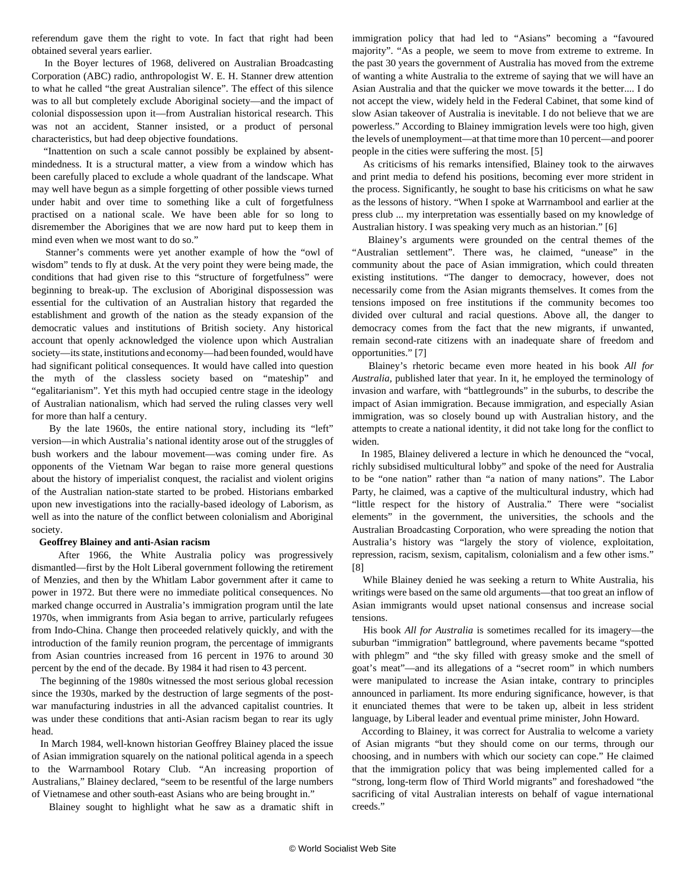referendum gave them the right to vote. In fact that right had been obtained several years earlier.

In the Boyer lectures of 1968, delivered on Australian Broadcasting Corporation (ABC) radio, anthropologist W. E. H. Stanner drew attention to what he called "the great Australian silence". The effect of this silence was to all but completely exclude Aboriginal society—and the impact of colonial dispossession upon it—from Australian historical research. This was not an accident, Stanner insisted, or a product of personal characteristics, but had deep objective foundations.

"Inattention on such a scale cannot possibly be explained by absent-mindedness. It is a structural matter, a view from a window which has been carefully placed to exclude a whole quadrant of the landscape. What may well have begun as a simple forgetting of other possible views turned under habit and over time to something like a cult of forgetfulness practised on a national scale. We have been able for so long to disremember the Aborigines that we are now hard put to keep them in mind even when we most want to do so."

Stanner's comments were yet another example of how the "owl of wisdom" tends to fly at dusk. At the very point they were being made, the conditions that had given rise to this "structure of forgetfulness" were beginning to break-up. The exclusion of Aboriginal dispossession was essential for the cultivation of an Australian history that regarded the establishment and growth of the nation as the steady expansion of the democratic values and institutions of British society. Any historical account that openly acknowledged the violence upon which Australian society—its state, institutions and economy—had been founded, would have had significant political consequences. It would have called into question the myth of the classless society based on "mateship" and "egalitarianism". Yet this myth had occupied centre stage in the ideology of Australian nationalism, which had served the ruling classes very well for more than half a century.

By the late 1960s, the entire national story, including its "left" version—in which Australia's national identity arose out of the struggles of bush workers and the labour movement—was coming under fire. As opponents of the Vietnam War began to raise more general questions about the history of imperialist conquest, the racialist and violent origins of the Australian nation-state started to be probed. Historians embarked upon new investigations into the racially-based ideology of Laborism, as well as into the nature of the conflict between colonialism and Aboriginal society.

**Geoffrey Blainey and anti-Asian racism**

After 1966, the White Australia policy was progressively dismantled—first by the Holt Liberal government following the retirement of Menzies, and then by the Whitlam Labor government after it came to power in 1972. But there were no immediate political consequences. No marked change occurred in Australia's immigration program until the late 1970s, when immigrants from Asia began to arrive, particularly refugees from Indo-China. Change then proceeded relatively quickly, and with the introduction of the family reunion program, the percentage of immigrants from Asian countries increased from 16 percent in 1976 to around 30 percent by the end of the decade. By 1984 it had risen to 43 percent.

The beginning of the 1980s witnessed the most serious global recession since the 1930s, marked by the destruction of large segments of the post-war manufacturing industries in all the advanced capitalist countries. It was under these conditions that anti-Asian racism began to rear its ugly head.

In March 1984, well-known historian Geoffrey Blainey placed the issue of Asian immigration squarely on the national political agenda in a speech to the Warrnambool Rotary Club. "An increasing proportion of Australians," Blainey declared, "seem to be resentful of the large numbers of Vietnamese and other south-east Asians who are being brought in."

Blainey sought to highlight what he saw as a dramatic shift in immigration policy that had led to "Asians" becoming a "favoured majority". "As a people, we seem to move from extreme to extreme. In the past 30 years the government of Australia has moved from the extreme of wanting a white Australia to the extreme of saying that we will have an Asian Australia and that the quicker we move towards it the better.... I do not accept the view, widely held in the Federal Cabinet, that some kind of slow Asian takeover of Australia is inevitable. I do not believe that we are powerless." According to Blainey immigration levels were too high, given the levels of unemployment—at that time more than 10 percent—and poorer people in the cities were suffering the most. [5]

As criticisms of his remarks intensified, Blainey took to the airwaves and print media to defend his positions, becoming ever more strident in the process. Significantly, he sought to base his criticisms on what he saw as the lessons of history. "When I spoke at Warrnambool and earlier at the press club ... my interpretation was essentially based on my knowledge of Australian history. I was speaking very much as an historian." [6]

Blainey's arguments were grounded on the central themes of the "Australian settlement". There was, he claimed, "unease" in the community about the pace of Asian immigration, which could threaten existing institutions. "The danger to democracy, however, does not necessarily come from the Asian migrants themselves. It comes from the tensions imposed on free institutions if the community becomes too divided over cultural and racial questions. Above all, the danger to democracy comes from the fact that the new migrants, if unwanted, remain second-rate citizens with an inadequate share of freedom and opportunities." [7]

Blainey's rhetoric became even more heated in his book *All for Australia*, published later that year. In it, he employed the terminology of invasion and warfare, with "battlegrounds" in the suburbs, to describe the impact of Asian immigration. Because immigration, and especially Asian immigration, was so closely bound up with Australian history, and the attempts to create a national identity, it did not take long for the conflict to widen.

In 1985, Blainey delivered a lecture in which he denounced the "vocal, richly subsidised multicultural lobby" and spoke of the need for Australia to be "one nation" rather than "a nation of many nations". The Labor Party, he claimed, was a captive of the multicultural industry, which had "little respect for the history of Australia." There were "socialist elements" in the government, the universities, the schools and the Australian Broadcasting Corporation, who were spreading the notion that Australia's history was "largely the story of violence, exploitation, repression, racism, sexism, capitalism, colonialism and a few other isms." [8]

While Blainey denied he was seeking a return to White Australia, his writings were based on the same old arguments—that too great an inflow of Asian immigrants would upset national consensus and increase social tensions.

His book *All for Australia* is sometimes recalled for its imagery—the suburban "immigration" battleground, where pavements became "spotted with phlegm" and "the sky filled with greasy smoke and the smell of goat's meat"—and its allegations of a "secret room" in which numbers were manipulated to increase the Asian intake, contrary to principles announced in parliament. Its more enduring significance, however, is that it enunciated themes that were to be taken up, albeit in less strident language, by Liberal leader and eventual prime minister, John Howard.

According to Blainey, it was correct for Australia to welcome a variety of Asian migrants "but they should come on our terms, through our choosing, and in numbers with which our society can cope." He claimed that the immigration policy that was being implemented called for a "strong, long-term flow of Third World migrants" and foreshadowed "the sacrificing of vital Australian interests on behalf of vague international creeds."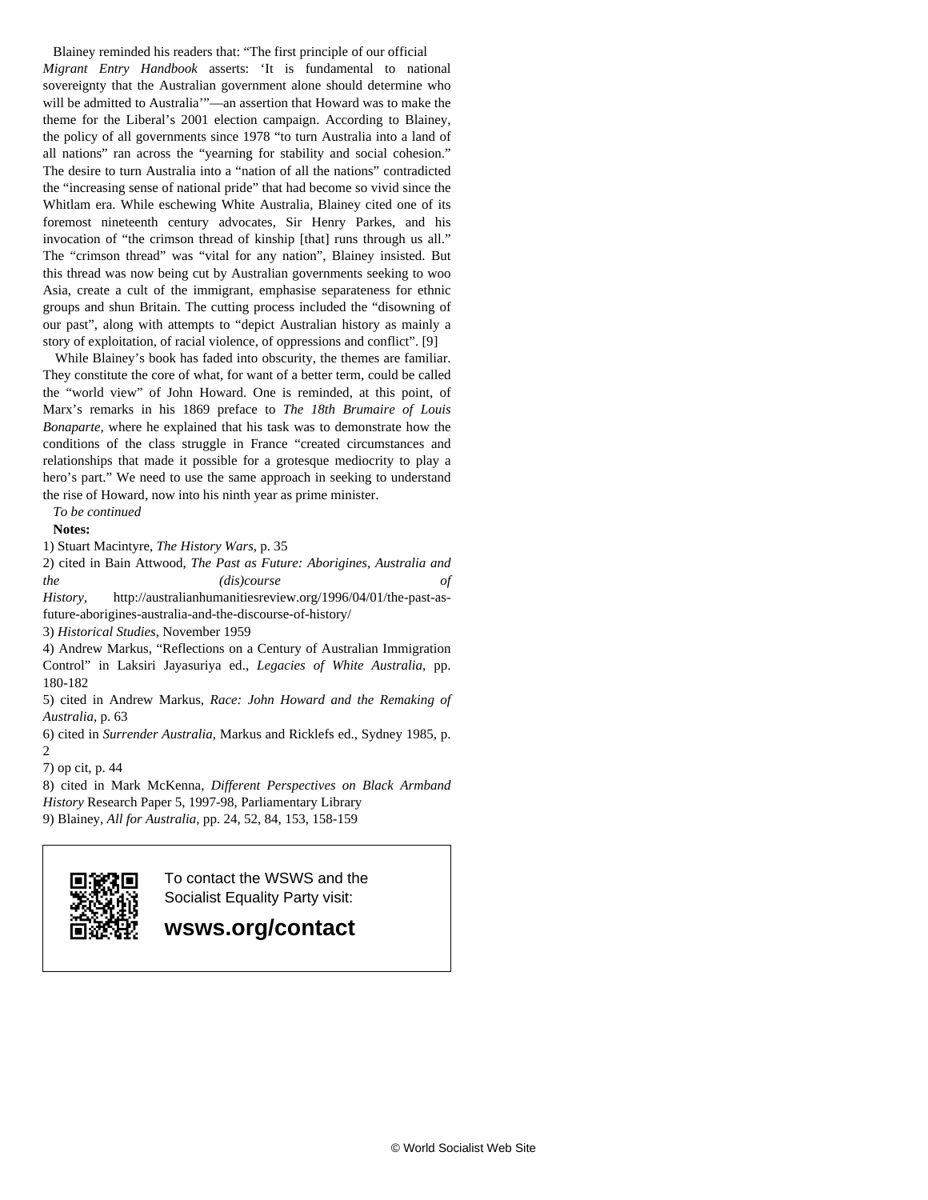Blainey reminded his readers that: “The first principle of our official *Migrant Entry Handbook* asserts: ‘It is fundamental to national sovereignty that the Australian government alone should determine who will be admitted to Australia’”—an assertion that Howard was to make the theme for the Liberal’s 2001 election campaign. According to Blainey, the policy of all governments since 1978 “to turn Australia into a land of all nations” ran across the “yearning for stability and social cohesion.” The desire to turn Australia into a “nation of all the nations” contradicted the “increasing sense of national pride” that had become so vivid since the Whitlam era. While eschewing White Australia, Blainey cited one of its foremost nineteenth century advocates, Sir Henry Parkes, and his invocation of “the crimson thread of kinship [that] runs through us all.” The “crimson thread” was “vital for any nation”, Blainey insisted. But this thread was now being cut by Australian governments seeking to woo Asia, create a cult of the immigrant, emphasise separateness for ethnic groups and shun Britain. The cutting process included the “disowning of our past”, along with attempts to “depict Australian history as mainly a story of exploitation, of racial violence, of oppressions and conflict”. [9]

While Blainey’s book has faded into obscurity, the themes are familiar. They constitute the core of what, for want of a better term, could be called the “world view” of John Howard. One is reminded, at this point, of Marx’s remarks in his 1869 preface to *The 18th Brumaire of Louis Bonaparte,* where he explained that his task was to demonstrate how the conditions of the class struggle in France “created circumstances and relationships that made it possible for a grotesque mediocrity to play a hero’s part.” We need to use the same approach in seeking to understand the rise of Howard, now into his ninth year as prime minister.

*To be continued*

**Notes:**

1) Stuart Macintyre, *The History Wars*, p. 35

2) cited in Bain Attwood, *The Past as Future: Aborigines, Australia and the (dis)course of History,* http://australianhumanitiesreview.org/1996/04/01/the-past-as-future-aborigines-australia-and-the-discourse-of-history/

3) *Historical Studies*, November 1959

4) Andrew Markus, “Reflections on a Century of Australian Immigration Control” in Laksiri Jayasuriya ed., *Legacies of White Australia*, pp. 180-182

5) cited in Andrew Markus, *Race: John Howard and the Remaking of Australia*, p. 63

6) cited in *Surrender Australia*, Markus and Ricklefs ed., Sydney 1985, p. 2

7) op cit, p. 44

8) cited in Mark McKenna, *Different Perspectives on Black Armband History* Research Paper 5, 1997-98, Parliamentary Library

9) Blainey, *All for Australia*, pp. 24, 52, 84, 153, 158-159

To contact the WSWS and the Socialist Equality Party visit:

**wsws.org/contact**